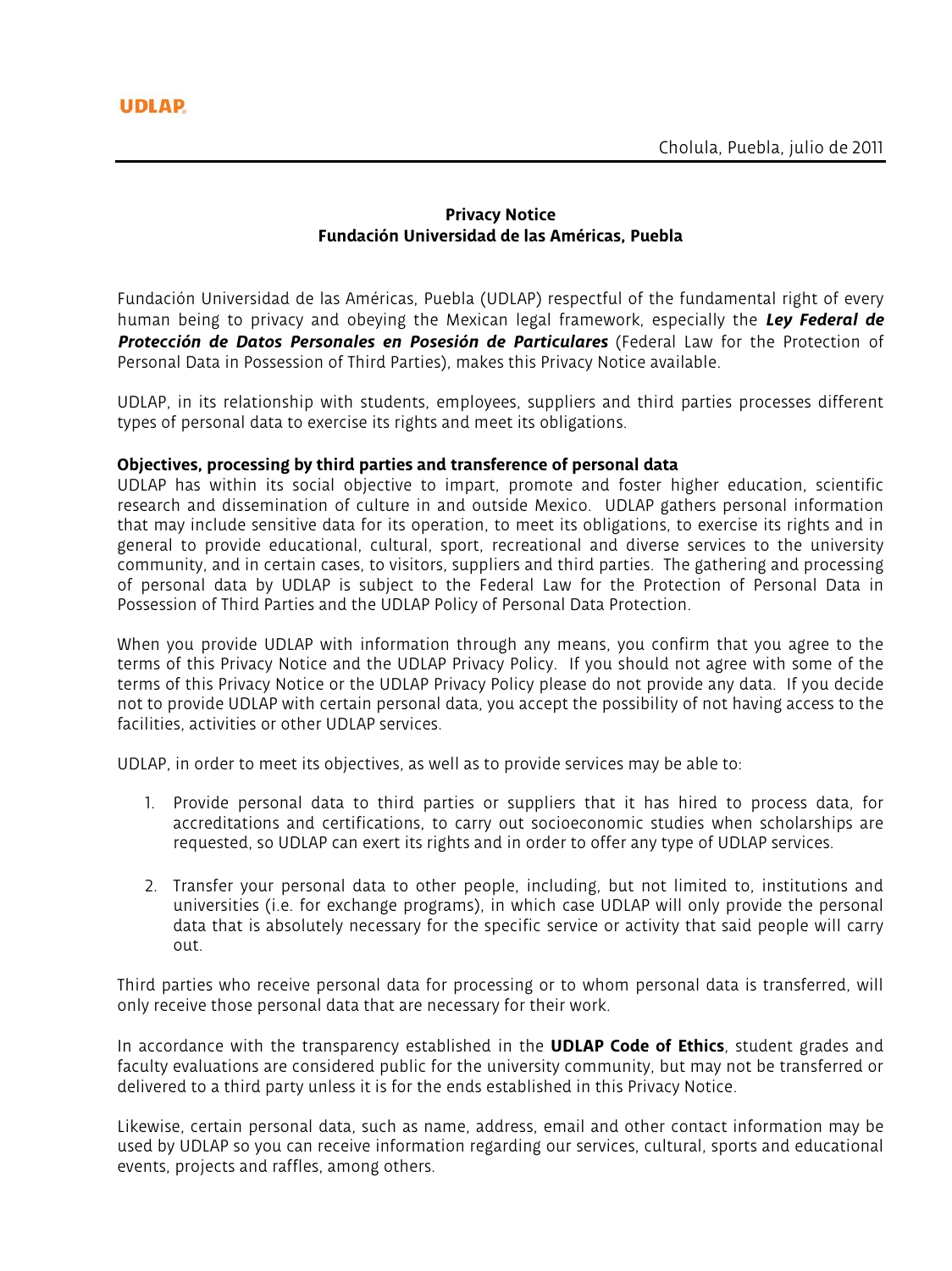UDLAP

Cholula, Puebla, julio de 2011

**Privacy Notice**
**Fundación Universidad de las Américas, Puebla**

Fundación Universidad de las Américas, Puebla (UDLAP) respectful of the fundamental right of every human being to privacy and obeying the Mexican legal framework, especially the ***Ley Federal de Protección de Datos Personales en Posesión de Particulares*** (Federal Law for the Protection of Personal Data in Possession of Third Parties), makes this Privacy Notice available.

UDLAP, in its relationship with students, employees, suppliers and third parties processes different types of personal data to exercise its rights and meet its obligations.

**Objectives, processing by third parties and transference of personal data**
UDLAP has within its social objective to impart, promote and foster higher education, scientific research and dissemination of culture in and outside Mexico. UDLAP gathers personal information that may include sensitive data for its operation, to meet its obligations, to exercise its rights and in general to provide educational, cultural, sport, recreational and diverse services to the university community, and in certain cases, to visitors, suppliers and third parties. The gathering and processing of personal data by UDLAP is subject to the Federal Law for the Protection of Personal Data in Possession of Third Parties and the UDLAP Policy of Personal Data Protection.

When you provide UDLAP with information through any means, you confirm that you agree to the terms of this Privacy Notice and the UDLAP Privacy Policy. If you should not agree with some of the terms of this Privacy Notice or the UDLAP Privacy Policy please do not provide any data. If you decide not to provide UDLAP with certain personal data, you accept the possibility of not having access to the facilities, activities or other UDLAP services.

UDLAP, in order to meet its objectives, as well as to provide services may be able to:

1. Provide personal data to third parties or suppliers that it has hired to process data, for accreditations and certifications, to carry out socioeconomic studies when scholarships are requested, so UDLAP can exert its rights and in order to offer any type of UDLAP services.

2. Transfer your personal data to other people, including, but not limited to, institutions and universities (i.e. for exchange programs), in which case UDLAP will only provide the personal data that is absolutely necessary for the specific service or activity that said people will carry out.

Third parties who receive personal data for processing or to whom personal data is transferred, will only receive those personal data that are necessary for their work.

In accordance with the transparency established in the **UDLAP Code of Ethics**, student grades and faculty evaluations are considered public for the university community, but may not be transferred or delivered to a third party unless it is for the ends established in this Privacy Notice.

Likewise, certain personal data, such as name, address, email and other contact information may be used by UDLAP so you can receive information regarding our services, cultural, sports and educational events, projects and raffles, among others.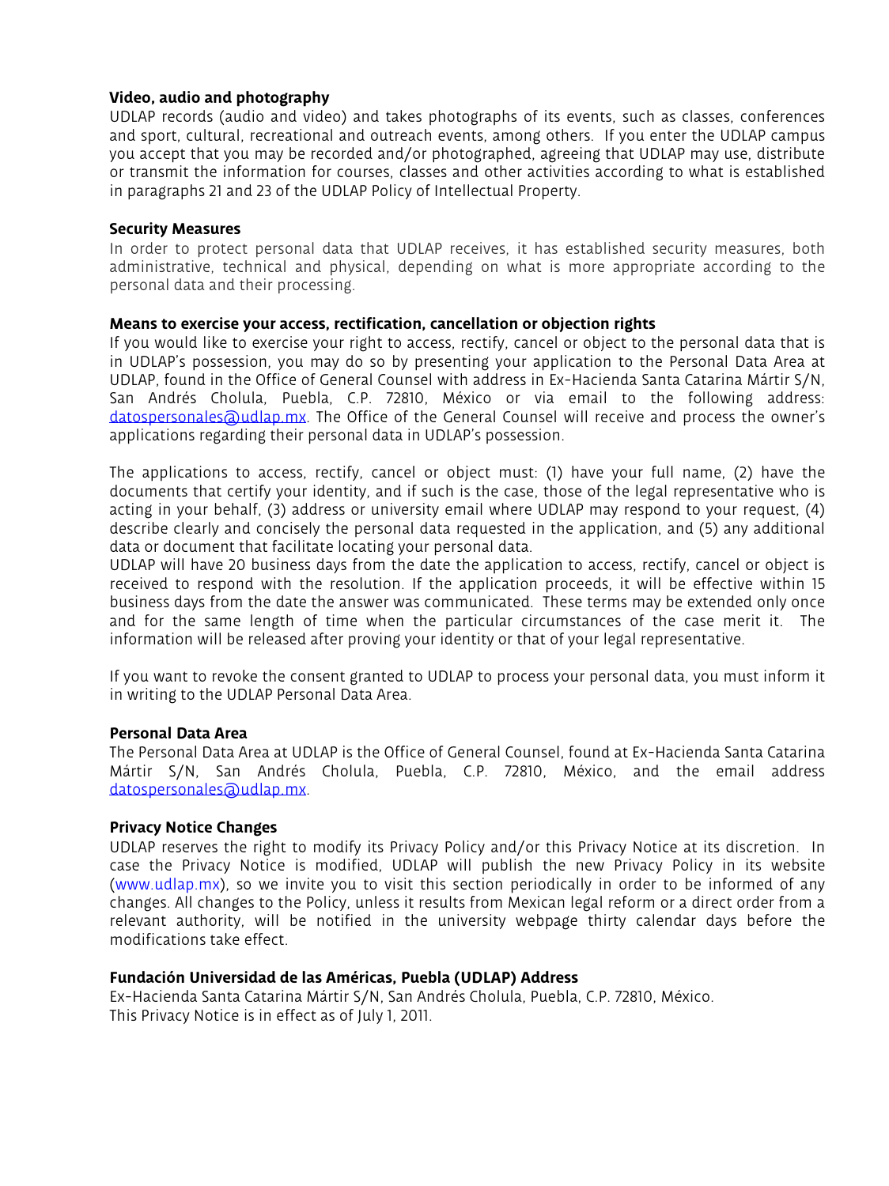**Video, audio and photography**

UDLAP records (audio and video) and takes photographs of its events, such as classes, conferences and sport, cultural, recreational and outreach events, among others. If you enter the UDLAP campus you accept that you may be recorded and/or photographed, agreeing that UDLAP may use, distribute or transmit the information for courses, classes and other activities according to what is established in paragraphs 21 and 23 of the UDLAP Policy of Intellectual Property.

**Security Measures**

In order to protect personal data that UDLAP receives, it has established security measures, both administrative, technical and physical, depending on what is more appropriate according to the personal data and their processing.

**Means to exercise your access, rectification, cancellation or objection rights**

If you would like to exercise your right to access, rectify, cancel or object to the personal data that is in UDLAP's possession, you may do so by presenting your application to the Personal Data Area at UDLAP, found in the Office of General Counsel with address in Ex-Hacienda Santa Catarina Mártir S/N, San Andrés Cholula, Puebla, C.P. 72810, México or via email to the following address: datospersonales@udlap.mx. The Office of the General Counsel will receive and process the owner's applications regarding their personal data in UDLAP's possession.

The applications to access, rectify, cancel or object must: (1) have your full name, (2) have the documents that certify your identity, and if such is the case, those of the legal representative who is acting in your behalf, (3) address or university email where UDLAP may respond to your request, (4) describe clearly and concisely the personal data requested in the application, and (5) any additional data or document that facilitate locating your personal data.

UDLAP will have 20 business days from the date the application to access, rectify, cancel or object is received to respond with the resolution. If the application proceeds, it will be effective within 15 business days from the date the answer was communicated. These terms may be extended only once and for the same length of time when the particular circumstances of the case merit it. The information will be released after proving your identity or that of your legal representative.

If you want to revoke the consent granted to UDLAP to process your personal data, you must inform it in writing to the UDLAP Personal Data Area.

**Personal Data Area**

The Personal Data Area at UDLAP is the Office of General Counsel, found at Ex-Hacienda Santa Catarina Mártir S/N, San Andrés Cholula, Puebla, C.P. 72810, México, and the email address datospersonales@udlap.mx.

**Privacy Notice Changes**

UDLAP reserves the right to modify its Privacy Policy and/or this Privacy Notice at its discretion. In case the Privacy Notice is modified, UDLAP will publish the new Privacy Policy in its website (www.udlap.mx), so we invite you to visit this section periodically in order to be informed of any changes. All changes to the Policy, unless it results from Mexican legal reform or a direct order from a relevant authority, will be notified in the university webpage thirty calendar days before the modifications take effect.

**Fundación Universidad de las Américas, Puebla (UDLAP) Address**

Ex-Hacienda Santa Catarina Mártir S/N, San Andrés Cholula, Puebla, C.P. 72810, México.
This Privacy Notice is in effect as of July 1, 2011.